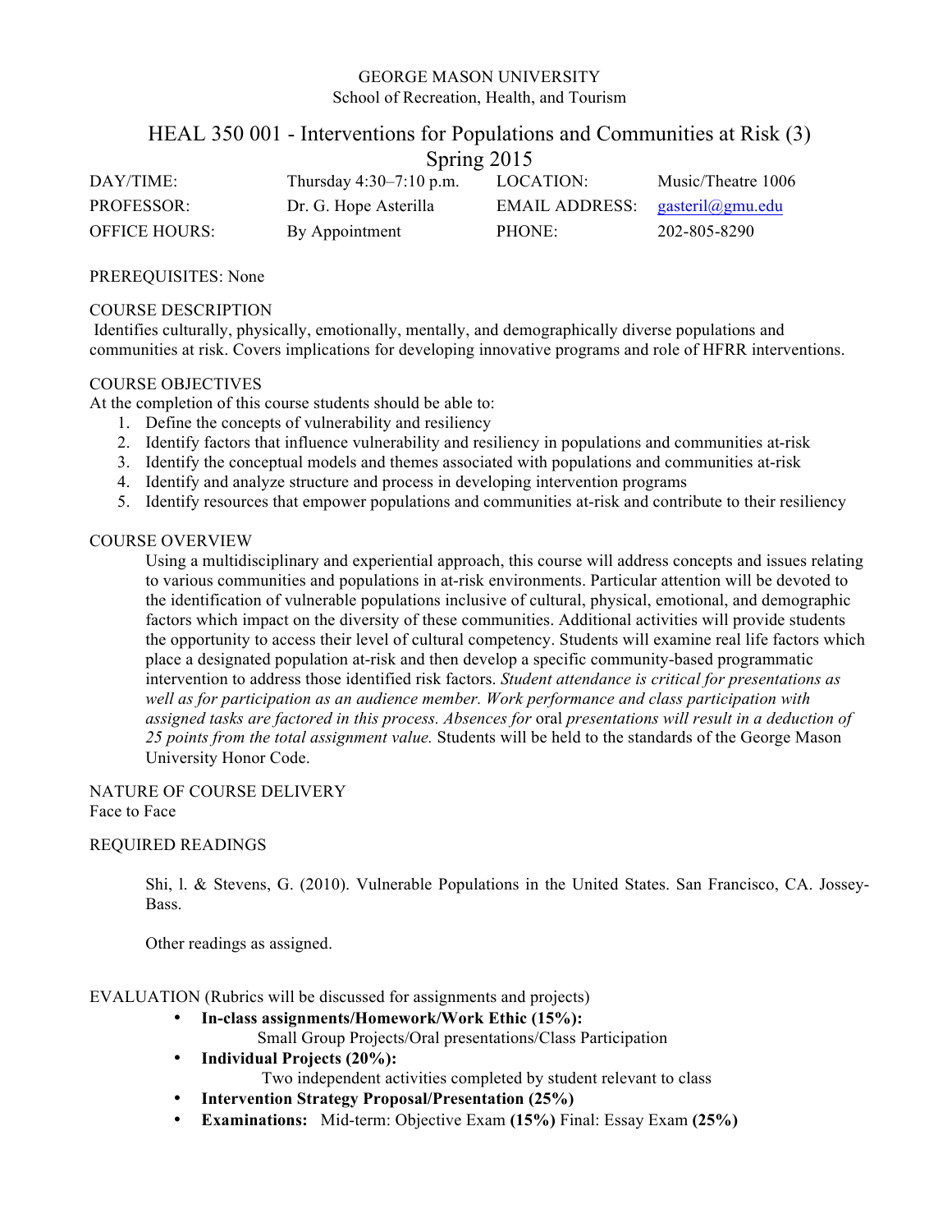GEORGE MASON UNIVERSITY
School of Recreation, Health, and Tourism

# HEAL 350 001 - Interventions for Populations and Communities at Risk (3)
## Spring 2015

| | | | |
|---|---|---|---|
| DAY/TIME: | Thursday 4:30–7:10 p.m. | LOCATION: | Music/Theatre 1006 |
| PROFESSOR: | Dr. G. Hope Asterilla | EMAIL ADDRESS: | gasteril@gmu.edu |
| OFFICE HOURS: | By Appointment | PHONE: | 202-805-8290 |

PREREQUISITES: None

COURSE DESCRIPTION
Identifies culturally, physically, emotionally, mentally, and demographically diverse populations and communities at risk. Covers implications for developing innovative programs and role of HFRR interventions.

COURSE OBJECTIVES
At the completion of this course students should be able to:

1. Define the concepts of vulnerability and resiliency
2. Identify factors that influence vulnerability and resiliency in populations and communities at-risk
3. Identify the conceptual models and themes associated with populations and communities at-risk
4. Identify and analyze structure and process in developing intervention programs
5. Identify resources that empower populations and communities at-risk and contribute to their resiliency

COURSE OVERVIEW

Using a multidisciplinary and experiential approach, this course will address concepts and issues relating to various communities and populations in at-risk environments. Particular attention will be devoted to the identification of vulnerable populations inclusive of cultural, physical, emotional, and demographic factors which impact on the diversity of these communities. Additional activities will provide students the opportunity to access their level of cultural competency. Students will examine real life factors which place a designated population at-risk and then develop a specific community-based programmatic intervention to address those identified risk factors. *Student attendance is critical for presentations as well as for participation as an audience member. Work performance and class participation with assigned tasks are factored in this process. Absences for* oral *presentations will result in a deduction of 25 points from the total assignment value.* Students will be held to the standards of the George Mason University Honor Code.

NATURE OF COURSE DELIVERY
Face to Face

REQUIRED READINGS

Shi, l. & Stevens, G. (2010). Vulnerable Populations in the United States. San Francisco, CA. Jossey-Bass.

Other readings as assigned.

EVALUATION (Rubrics will be discussed for assignments and projects)

- **In-class assignments/Homework/Work Ethic (15%):**
  Small Group Projects/Oral presentations/Class Participation
- **Individual Projects (20%):**
  Two independent activities completed by student relevant to class
- **Intervention Strategy Proposal/Presentation (25%)**
- **Examinations:** Mid-term: Objective Exam **(15%)** Final: Essay Exam **(25%)**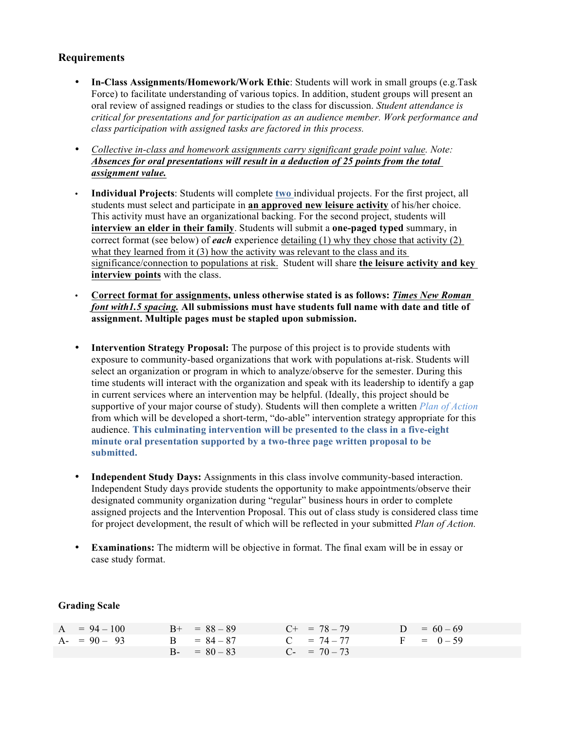## Requirements

- **In-Class Assignments/Homework/Work Ethic**: Students will work in small groups (e.g.Task Force) to facilitate understanding of various topics. In addition, student groups will present an oral review of assigned readings or studies to the class for discussion. *Student attendance is critical for presentations and for participation as an audience member. Work performance and class participation with assigned tasks are factored in this process.*

- *Collective in-class and homework assignments carry significant grade point value. Note:* ***Absences for oral presentations will result in a deduction of 25 points from the total assignment value.***

- **Individual Projects**: Students will complete **two** individual projects. For the first project, all students must select and participate in **an approved new leisure activity** of his/her choice. This activity must have an organizational backing. For the second project, students will **interview an elder in their family**. Students will submit a **one-paged typed** summary, in correct format (see below) of ***each*** experience detailing (1) why they chose that activity (2) what they learned from it (3) how the activity was relevant to the class and its significance/connection to populations at risk. Student will share **the leisure activity and key interview points** with the class.

- **Correct format for assignments, unless otherwise stated is as follows: *Times New Roman font with1.5 spacing.* All submissions must have students full name with date and title of assignment. Multiple pages must be stapled upon submission.**

- **Intervention Strategy Proposal:** The purpose of this project is to provide students with exposure to community-based organizations that work with populations at-risk. Students will select an organization or program in which to analyze/observe for the semester. During this time students will interact with the organization and speak with its leadership to identify a gap in current services where an intervention may be helpful. (Ideally, this project should be supportive of your major course of study). Students will then complete a written *Plan of Action* from which will be developed a short-term, "do-able" intervention strategy appropriate for this audience. **This culminating intervention will be presented to the class in a five-eight minute oral presentation supported by a two-three page written proposal to be submitted.**

- **Independent Study Days:** Assignments in this class involve community-based interaction. Independent Study days provide students the opportunity to make appointments/observe their designated community organization during "regular" business hours in order to complete assigned projects and the Intervention Proposal. This out of class study is considered class time for project development, the result of which will be reflected in your submitted *Plan of Action.*

- **Examinations:** The midterm will be objective in format. The final exam will be in essay or case study format.

## Grading Scale

| | | | |
|---|---|---|---|
| A = 94 – 100 | B+ = 88 – 89 | C+ = 78 – 79 | D = 60 – 69 |
| A- = 90 – 93 | B = 84 – 87 | C = 74 – 77 | F = 0 – 59 |
| | B- = 80 – 83 | C- = 70 – 73 | |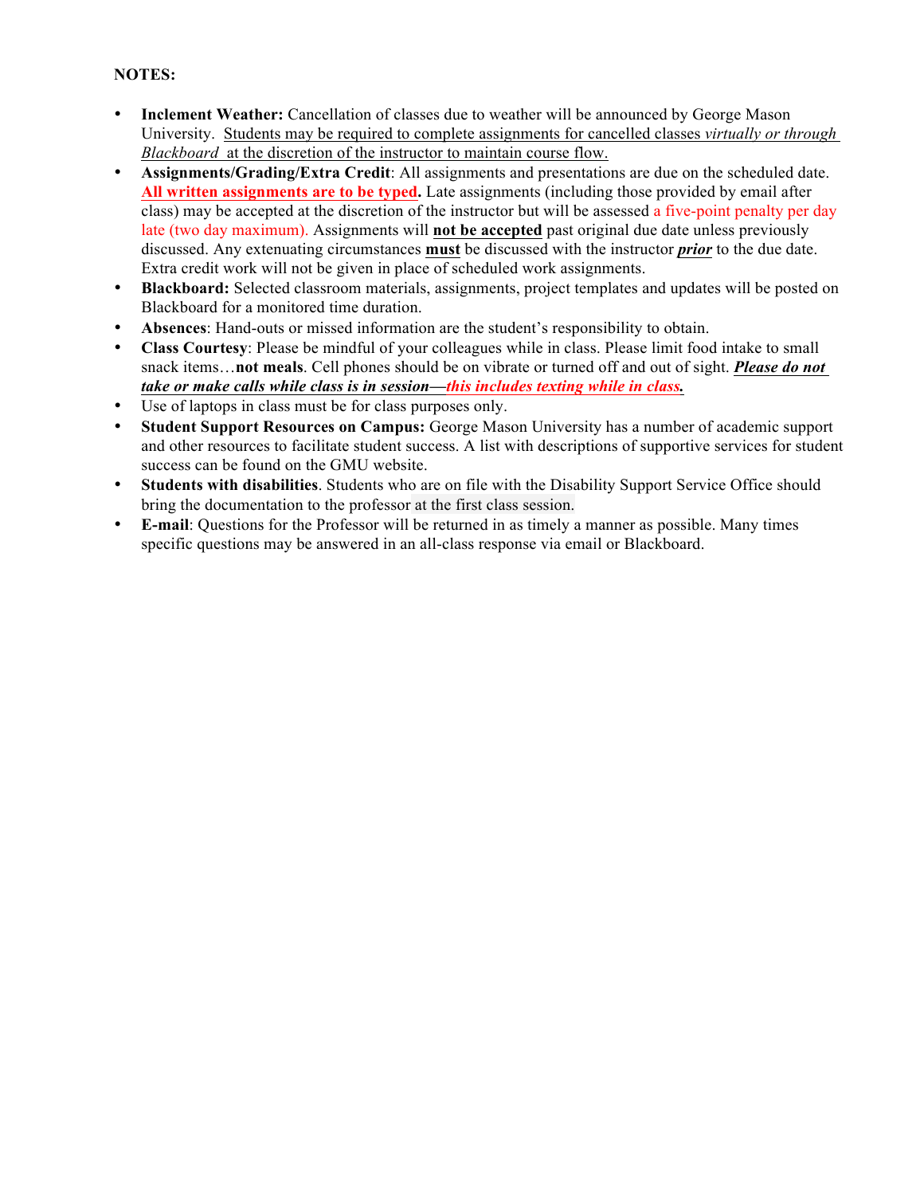**NOTES:**

- **Inclement Weather:** Cancellation of classes due to weather will be announced by George Mason University. Students may be required to complete assignments for cancelled classes *virtually or through Blackboard* at the discretion of the instructor to maintain course flow.
- **Assignments/Grading/Extra Credit**: All assignments and presentations are due on the scheduled date. **All written assignments are to be typed.** Late assignments (including those provided by email after class) may be accepted at the discretion of the instructor but will be assessed a five-point penalty per day late (two day maximum). Assignments will **not be accepted** past original due date unless previously discussed. Any extenuating circumstances **must** be discussed with the instructor ***prior*** to the due date. Extra credit work will not be given in place of scheduled work assignments.
- **Blackboard:** Selected classroom materials, assignments, project templates and updates will be posted on Blackboard for a monitored time duration.
- **Absences**: Hand-outs or missed information are the student's responsibility to obtain.
- **Class Courtesy**: Please be mindful of your colleagues while in class. Please limit food intake to small snack items…**not meals**. Cell phones should be on vibrate or turned off and out of sight. ***Please do not take or make calls while class is in session—this includes texting while in class.***
- Use of laptops in class must be for class purposes only.
- **Student Support Resources on Campus:** George Mason University has a number of academic support and other resources to facilitate student success. A list with descriptions of supportive services for student success can be found on the GMU website.
- **Students with disabilities**. Students who are on file with the Disability Support Service Office should bring the documentation to the professor at the first class session.
- **E-mail**: Questions for the Professor will be returned in as timely a manner as possible. Many times specific questions may be answered in an all-class response via email or Blackboard.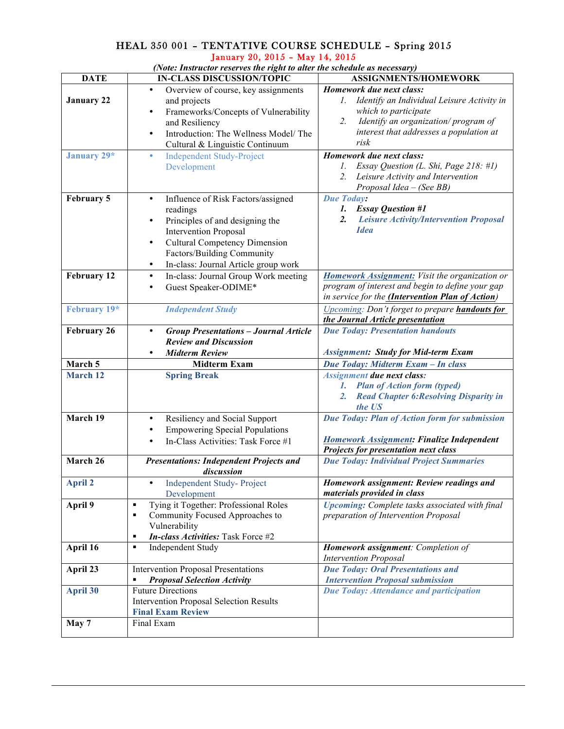## HEAL 350 001 – TENTATIVE COURSE SCHEDULE – Spring 2015

January 20, 2015 – May 14, 2015

*(Note: Instructor reserves the right to alter the schedule as necessary)*

| DATE | IN-CLASS DISCUSSION/TOPIC | ASSIGNMENTS/HOMEWORK |
|---|---|---|
| **January 22** | • Overview of course, key assignments and projects<br>• Frameworks/Concepts of Vulnerability and Resiliency<br>• Introduction: The Wellness Model/ The Cultural & Linguistic Continuum | ***Homework due next class:***<br>*1. Identify an Individual Leisure Activity in which to participate*<br>*2. Identify an organization/ program of interest that addresses a population at risk* |
| **January 29*** | • Independent Study-Project Development | ***Homework due next class:***<br>*1. Essay Question (L. Shi, Page 218: #1)*<br>*2. Leisure Activity and Intervention Proposal Idea – (See BB)* |
| **February 5** | • Influence of Risk Factors/assigned readings<br>• Principles of and designing the Intervention Proposal<br>• Cultural Competency Dimension Factors/Building Community<br>• In-class: Journal Article group work | ***Due Today:***<br>***1. Essay Question #1***<br>***2. Leisure Activity/Intervention Proposal Idea*** |
| **February 12** | • In-class: Journal Group Work meeting<br>• Guest Speaker-ODIME* | ***Homework Assignment:*** *Visit the organization or program of interest and begin to define your gap in service for the **(Intervention Plan of Action)*** |
| **February 19*** | ***Independent Study*** | *Upcoming: Don't forget to prepare **handouts for the Journal Article presentation*** |
| **February 26** | • ***Group Presentations – Journal Article Review and Discussion***<br>• ***Midterm Review*** | ***Due Today: Presentation handouts***<br><br>***Assignment: Study for Mid-term Exam*** |
| **March 5** | **Midterm Exam** | ***Due Today: Midterm Exam – In class*** |
| **March 12** | **Spring Break** | ***Assignment due next class:***<br>***1. Plan of Action form (typed)***<br>***2. Read Chapter 6:Resolving Disparity in the US*** |
| **March 19** | • Resiliency and Social Support<br>• Empowering Special Populations<br>• In-Class Activities: Task Force #1 | ***Due Today: Plan of Action form for submission***<br><br>***Homework Assignment: Finalize Independent Projects for presentation next class*** |
| **March 26** | ***Presentations: Independent Projects and discussion*** | ***Due Today: Individual Project Summaries*** |
| **April 2** | • Independent Study- Project Development | ***Homework assignment: Review readings and materials provided in class*** |
| **April 9** | ▪ Tying it Together: Professional Roles<br>▪ Community Focused Approaches to Vulnerability<br>▪ ***In-class Activities:*** Task Force #2 | ***Upcoming:*** *Complete tasks associated with final preparation of Intervention Proposal* |
| **April 16** | ▪ Independent Study | ***Homework assignment****: Completion of Intervention Proposal* |
| **April 23** | Intervention Proposal Presentations<br>▪ ***Proposal Selection Activity*** | ***Due Today: Oral Presentations and Intervention Proposal submission*** |
| **April 30** | Future Directions<br>Intervention Proposal Selection Results<br>**Final Exam Review** | ***Due Today: Attendance and participation*** |
| **May 7** | Final Exam | |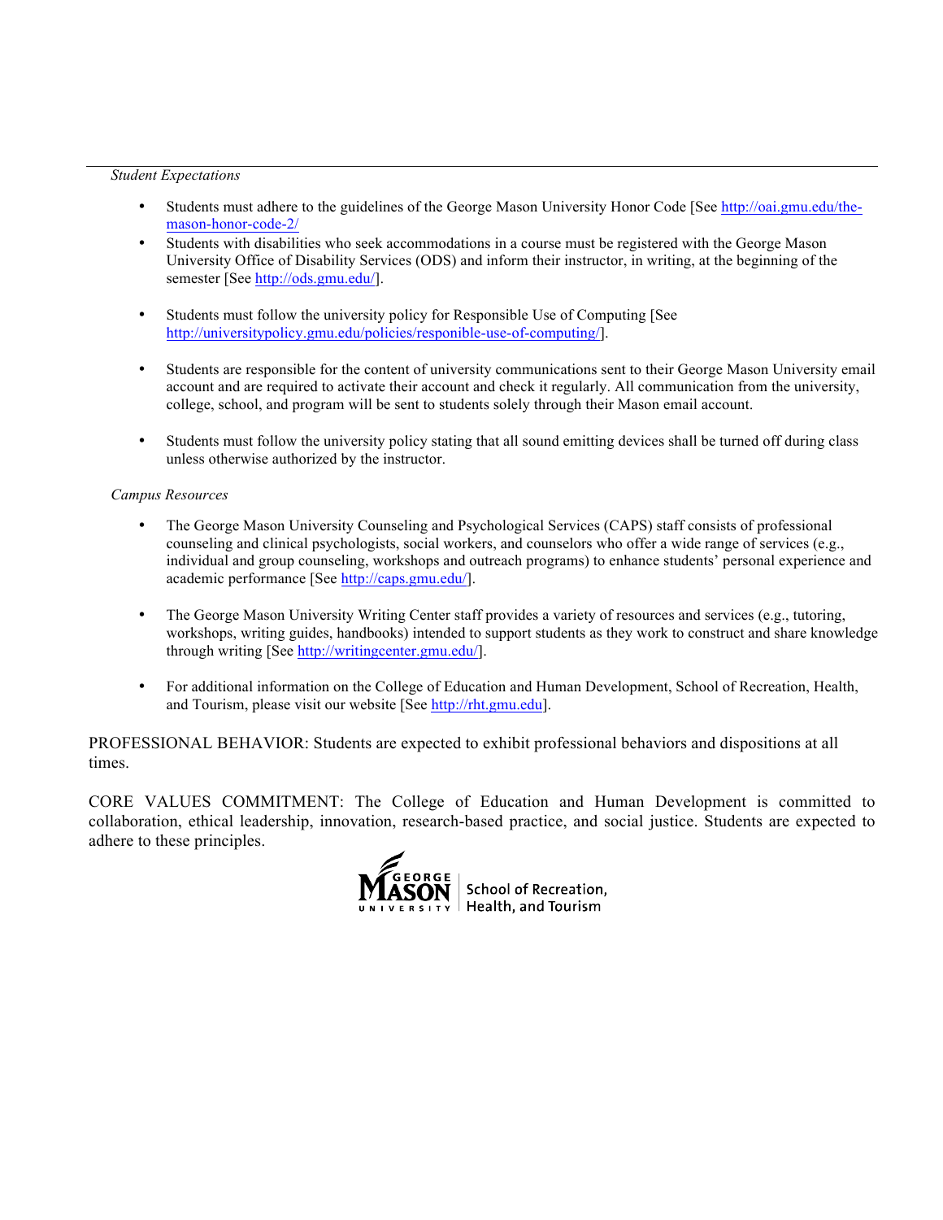*Student Expectations*

- Students must adhere to the guidelines of the George Mason University Honor Code [See http://oai.gmu.edu/the-mason-honor-code-2/
- Students with disabilities who seek accommodations in a course must be registered with the George Mason University Office of Disability Services (ODS) and inform their instructor, in writing, at the beginning of the semester [See http://ods.gmu.edu/].
- Students must follow the university policy for Responsible Use of Computing [See http://universitypolicy.gmu.edu/policies/responible-use-of-computing/].
- Students are responsible for the content of university communications sent to their George Mason University email account and are required to activate their account and check it regularly. All communication from the university, college, school, and program will be sent to students solely through their Mason email account.
- Students must follow the university policy stating that all sound emitting devices shall be turned off during class unless otherwise authorized by the instructor.

*Campus Resources*

- The George Mason University Counseling and Psychological Services (CAPS) staff consists of professional counseling and clinical psychologists, social workers, and counselors who offer a wide range of services (e.g., individual and group counseling, workshops and outreach programs) to enhance students' personal experience and academic performance [See http://caps.gmu.edu/].
- The George Mason University Writing Center staff provides a variety of resources and services (e.g., tutoring, workshops, writing guides, handbooks) intended to support students as they work to construct and share knowledge through writing [See http://writingcenter.gmu.edu/].
- For additional information on the College of Education and Human Development, School of Recreation, Health, and Tourism, please visit our website [See http://rht.gmu.edu].

PROFESSIONAL BEHAVIOR: Students are expected to exhibit professional behaviors and dispositions at all times.

CORE VALUES COMMITMENT: The College of Education and Human Development is committed to collaboration, ethical leadership, innovation, research-based practice, and social justice. Students are expected to adhere to these principles.

GEORGE MASON UNIVERSITY | School of Recreation, Health, and Tourism